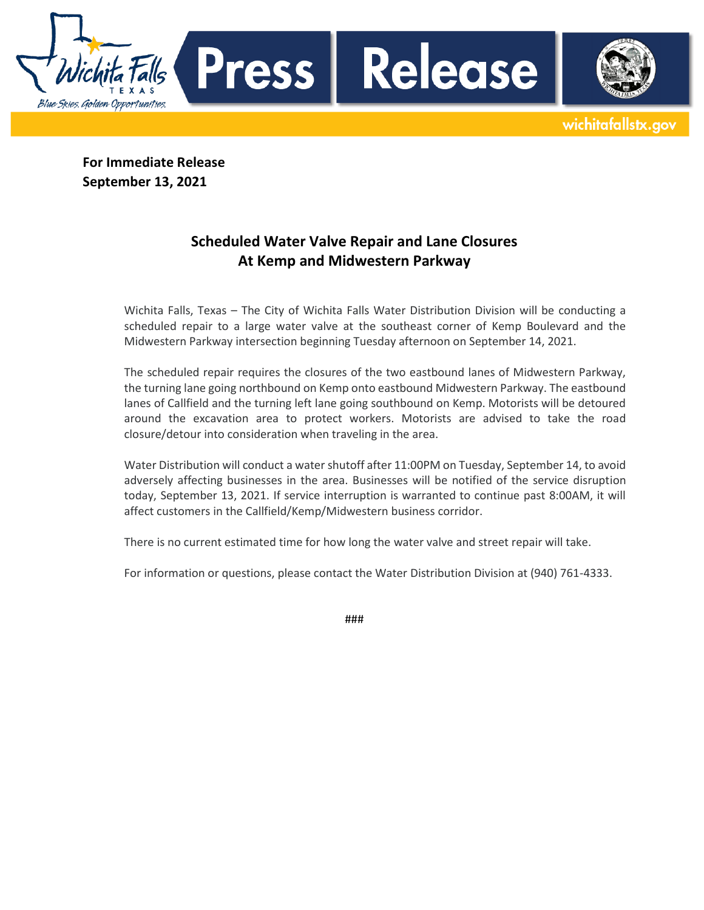**For Immediate Release**
**September 13, 2021**

## Scheduled Water Valve Repair and Lane Closures At Kemp and Midwestern Parkway

Wichita Falls, Texas – The City of Wichita Falls Water Distribution Division will be conducting a scheduled repair to a large water valve at the southeast corner of Kemp Boulevard and the Midwestern Parkway intersection beginning Tuesday afternoon on September 14, 2021.

The scheduled repair requires the closures of the two eastbound lanes of Midwestern Parkway, the turning lane going northbound on Kemp onto eastbound Midwestern Parkway. The eastbound lanes of Callfield and the turning left lane going southbound on Kemp. Motorists will be detoured around the excavation area to protect workers. Motorists are advised to take the road closure/detour into consideration when traveling in the area.

Water Distribution will conduct a water shutoff after 11:00PM on Tuesday, September 14, to avoid adversely affecting businesses in the area. Businesses will be notified of the service disruption today, September 13, 2021. If service interruption is warranted to continue past 8:00AM, it will affect customers in the Callfield/Kemp/Midwestern business corridor.

There is no current estimated time for how long the water valve and street repair will take.

For information or questions, please contact the Water Distribution Division at (940) 761-4333.

###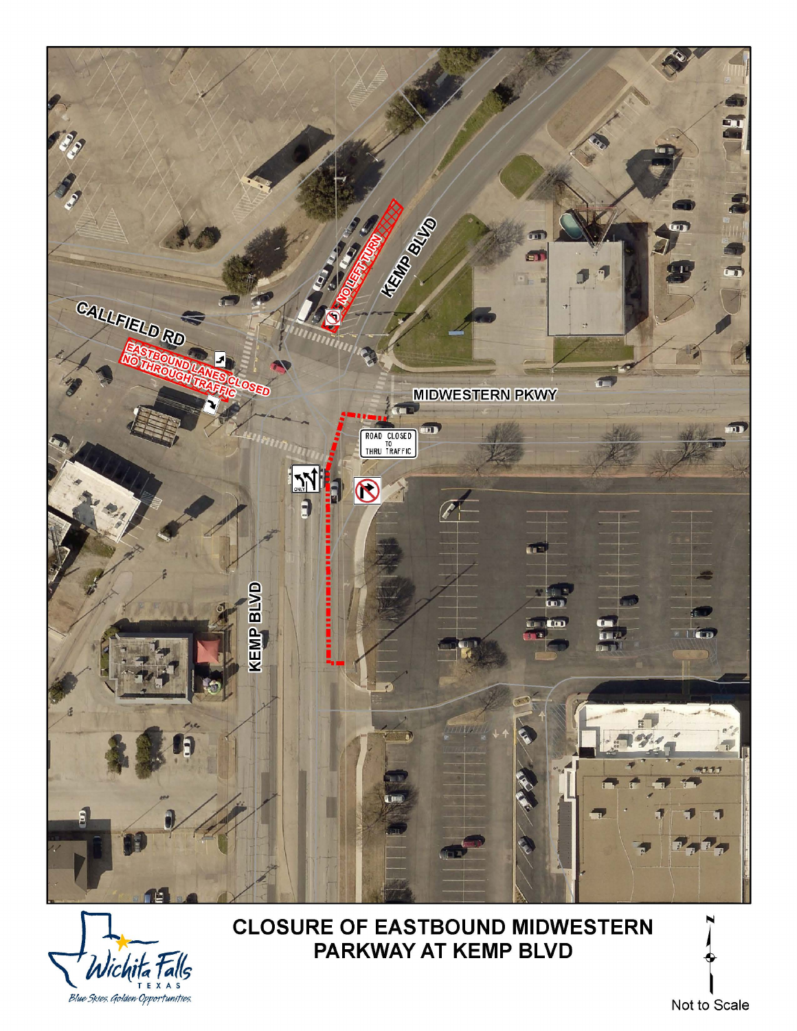CALLFIELD RD

EASTBOUND LANES CLOSED
NO THROUGH TRAFFIC

NO LEFT TURN

KEMP BLVD

MIDWESTERN PKWY

ROAD CLOSED TO THRU TRAFFIC

ONLY

KEMP BLVD

# CLOSURE OF EASTBOUND MIDWESTERN PARKWAY AT KEMP BLVD

Wichita Falls
TEXAS
Blue Skies. Golden Opportunities.

N

Not to Scale